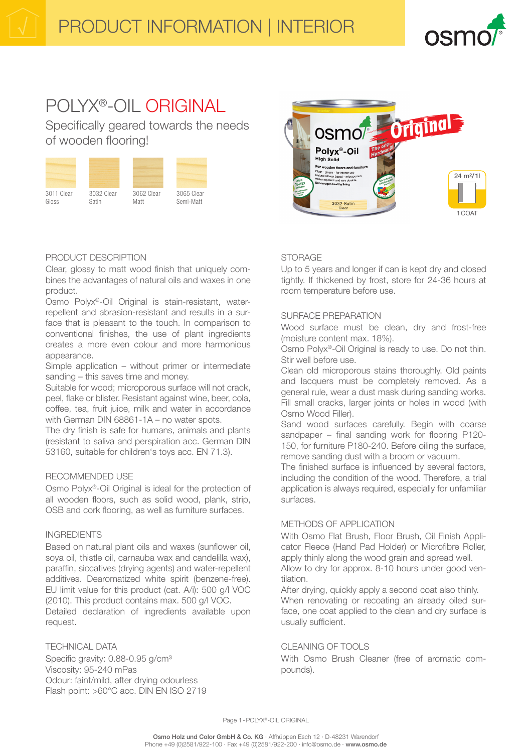PRODUCT INFORMATION | INTERIOR

# POLYX®-OIL ORIGINAL

Specifically geared towards the needs of wooden flooring!

3011 Clear Gloss | 3032 Clear Satin | 3062 Clear Matt | 3065 Clear Semi-Matt

24 m²/1l

1 COAT

## PRODUCT DESCRIPTION

Clear, glossy to matt wood finish that uniquely combines the advantages of natural oils and waxes in one product.

Osmo Polyx®-Oil Original is stain-resistant, water-repellent and abrasion-resistant and results in a surface that is pleasant to the touch. In comparison to conventional finishes, the use of plant ingredients creates a more even colour and more harmonious appearance.

Simple application – without primer or intermediate sanding – this saves time and money.

Suitable for wood; microporous surface will not crack, peel, flake or blister. Resistant against wine, beer, cola, coffee, tea, fruit juice, milk and water in accordance with German DIN 68861-1A – no water spots.

The dry finish is safe for humans, animals and plants (resistant to saliva and perspiration acc. German DIN 53160, suitable for children's toys acc. EN 71.3).

## RECOMMENDED USE

Osmo Polyx®-Oil Original is ideal for the protection of all wooden floors, such as solid wood, plank, strip, OSB and cork flooring, as well as furniture surfaces.

## INGREDIENTS

Based on natural plant oils and waxes (sunflower oil, soya oil, thistle oil, carnauba wax and candelilla wax), paraffin, siccatives (drying agents) and water-repellent additives. Dearomatized white spirit (benzene-free). EU limit value for this product (cat. A/i): 500 g/l VOC (2010). This product contains max. 500 g/l VOC.

Detailed declaration of ingredients available upon request.

## TECHNICAL DATA

Specific gravity: 0.88-0.95 g/cm³
Viscosity: 95-240 mPas
Odour: faint/mild, after drying odourless
Flash point: >60°C acc. DIN EN ISO 2719

## STORAGE

Up to 5 years and longer if can is kept dry and closed tightly. If thickened by frost, store for 24-36 hours at room temperature before use.

## SURFACE PREPARATION

Wood surface must be clean, dry and frost-free (moisture content max. 18%).

Osmo Polyx®-Oil Original is ready to use. Do not thin. Stir well before use.

Clean old microporous stains thoroughly. Old paints and lacquers must be completely removed. As a general rule, wear a dust mask during sanding works. Fill small cracks, larger joints or holes in wood (with Osmo Wood Filler).

Sand wood surfaces carefully. Begin with coarse sandpaper – final sanding work for flooring P120-150, for furniture P180-240. Before oiling the surface, remove sanding dust with a broom or vacuum.

The finished surface is influenced by several factors, including the condition of the wood. Therefore, a trial application is always required, especially for unfamiliar surfaces.

## METHODS OF APPLICATION

With Osmo Flat Brush, Floor Brush, Oil Finish Applicator Fleece (Hand Pad Holder) or Microfibre Roller, apply thinly along the wood grain and spread well. Allow to dry for approx. 8-10 hours under good ventilation.

After drying, quickly apply a second coat also thinly.

When renovating or recoating an already oiled surface, one coat applied to the clean and dry surface is usually sufficient.

## CLEANING OF TOOLS

With Osmo Brush Cleaner (free of aromatic compounds).

**Osmo Holz und Color GmbH & Co. KG** · Affhüppen Esch 12 · D-48231 Warendorf
Phone +49 (0)2581/922-100 · Fax +49 (0)2581/922-200 · info@osmo.de · **www.osmo.de**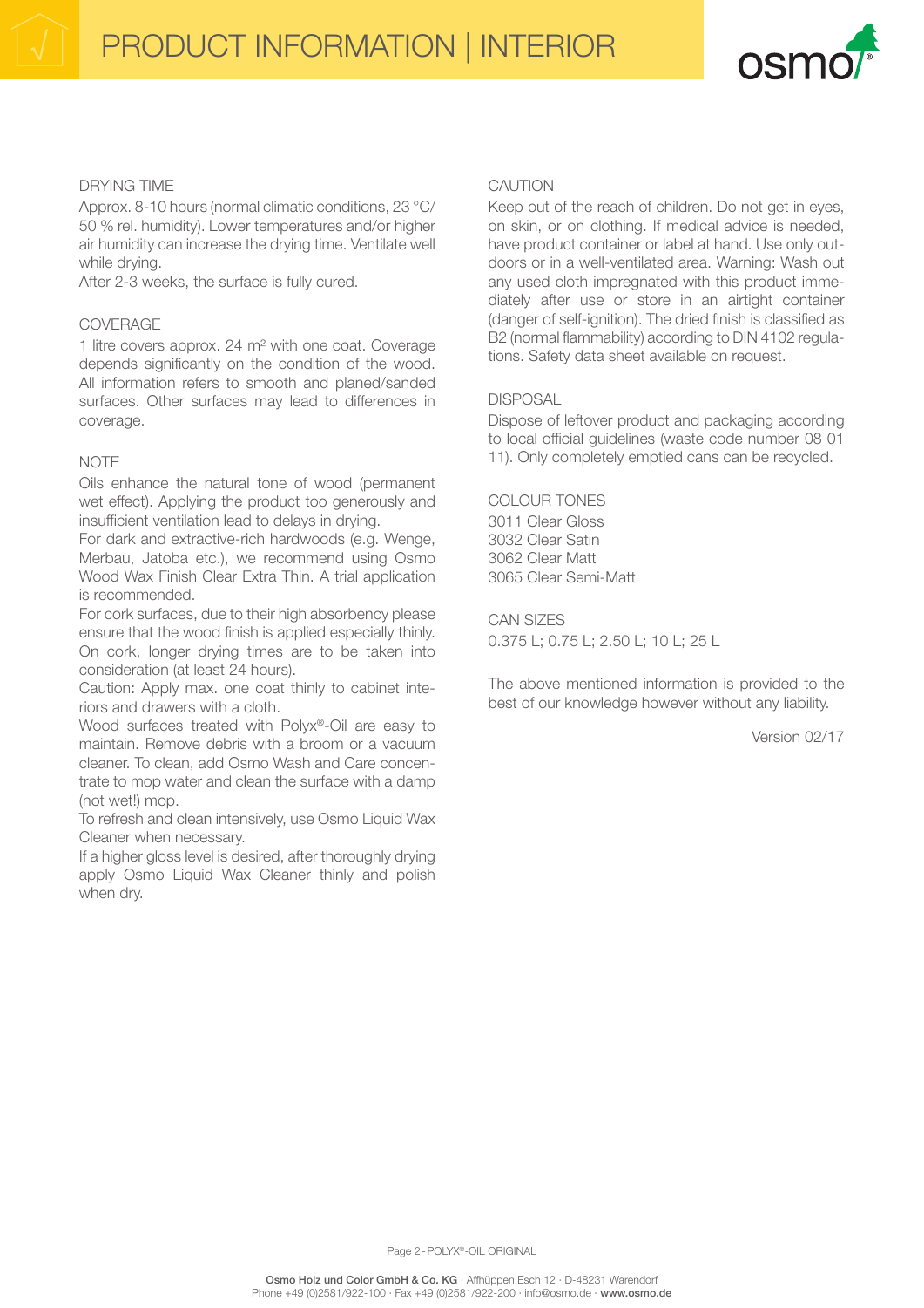## DRYING TIME

Approx. 8-10 hours (normal climatic conditions, 23 °C/ 50 % rel. humidity). Lower temperatures and/or higher air humidity can increase the drying time. Ventilate well while drying.

After 2-3 weeks, the surface is fully cured.

## COVERAGE

1 litre covers approx. 24 m² with one coat. Coverage depends significantly on the condition of the wood. All information refers to smooth and planed/sanded surfaces. Other surfaces may lead to differences in coverage.

## NOTE

Oils enhance the natural tone of wood (permanent wet effect). Applying the product too generously and insufficient ventilation lead to delays in drying.

For dark and extractive-rich hardwoods (e.g. Wenge, Merbau, Jatoba etc.), we recommend using Osmo Wood Wax Finish Clear Extra Thin. A trial application is recommended.

For cork surfaces, due to their high absorbency please ensure that the wood finish is applied especially thinly. On cork, longer drying times are to be taken into consideration (at least 24 hours).

Caution: Apply max. one coat thinly to cabinet interiors and drawers with a cloth.

Wood surfaces treated with Polyx®-Oil are easy to maintain. Remove debris with a broom or a vacuum cleaner. To clean, add Osmo Wash and Care concentrate to mop water and clean the surface with a damp (not wet!) mop.

To refresh and clean intensively, use Osmo Liquid Wax Cleaner when necessary.

If a higher gloss level is desired, after thoroughly drying apply Osmo Liquid Wax Cleaner thinly and polish when dry.

## CAUTION

Keep out of the reach of children. Do not get in eyes, on skin, or on clothing. If medical advice is needed, have product container or label at hand. Use only outdoors or in a well-ventilated area. Warning: Wash out any used cloth impregnated with this product immediately after use or store in an airtight container (danger of self-ignition). The dried finish is classified as B2 (normal flammability) according to DIN 4102 regulations. Safety data sheet available on request.

## DISPOSAL

Dispose of leftover product and packaging according to local official guidelines (waste code number 08 01 11). Only completely emptied cans can be recycled.

## COLOUR TONES

3011 Clear Gloss
3032 Clear Satin
3062 Clear Matt
3065 Clear Semi-Matt

## CAN SIZES

0.375 L; 0.75 L; 2.50 L; 10 L; 25 L

The above mentioned information is provided to the best of our knowledge however without any liability.

Version 02/17

**Osmo Holz und Color GmbH & Co. KG** · Affhüppen Esch 12 · D-48231 Warendorf
Phone +49 (0)2581/922-100 · Fax +49 (0)2581/922-200 · info@osmo.de · **www.osmo.de**